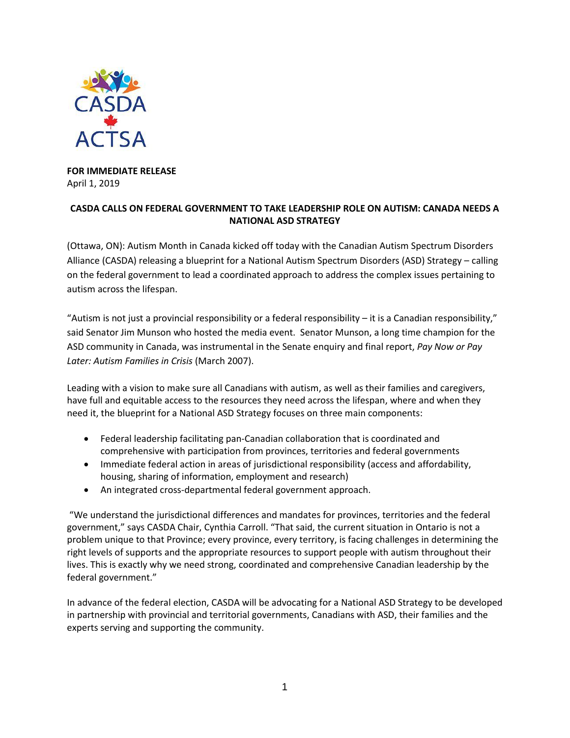**FOR IMMEDIATE RELEASE**
April 1, 2019

**CASDA CALLS ON FEDERAL GOVERNMENT TO TAKE LEADERSHIP ROLE ON AUTISM: CANADA NEEDS A NATIONAL ASD STRATEGY**

(Ottawa, ON): Autism Month in Canada kicked off today with the Canadian Autism Spectrum Disorders Alliance (CASDA) releasing a blueprint for a National Autism Spectrum Disorders (ASD) Strategy – calling on the federal government to lead a coordinated approach to address the complex issues pertaining to autism across the lifespan.

"Autism is not just a provincial responsibility or a federal responsibility – it is a Canadian responsibility," said Senator Jim Munson who hosted the media event. Senator Munson, a long time champion for the ASD community in Canada, was instrumental in the Senate enquiry and final report, *Pay Now or Pay Later: Autism Families in Crisis* (March 2007).

Leading with a vision to make sure all Canadians with autism, as well as their families and caregivers, have full and equitable access to the resources they need across the lifespan, where and when they need it, the blueprint for a National ASD Strategy focuses on three main components:

- Federal leadership facilitating pan-Canadian collaboration that is coordinated and comprehensive with participation from provinces, territories and federal governments
- Immediate federal action in areas of jurisdictional responsibility (access and affordability, housing, sharing of information, employment and research)
- An integrated cross-departmental federal government approach.

"We understand the jurisdictional differences and mandates for provinces, territories and the federal government," says CASDA Chair, Cynthia Carroll. "That said, the current situation in Ontario is not a problem unique to that Province; every province, every territory, is facing challenges in determining the right levels of supports and the appropriate resources to support people with autism throughout their lives. This is exactly why we need strong, coordinated and comprehensive Canadian leadership by the federal government."

In advance of the federal election, CASDA will be advocating for a National ASD Strategy to be developed in partnership with provincial and territorial governments, Canadians with ASD, their families and the experts serving and supporting the community.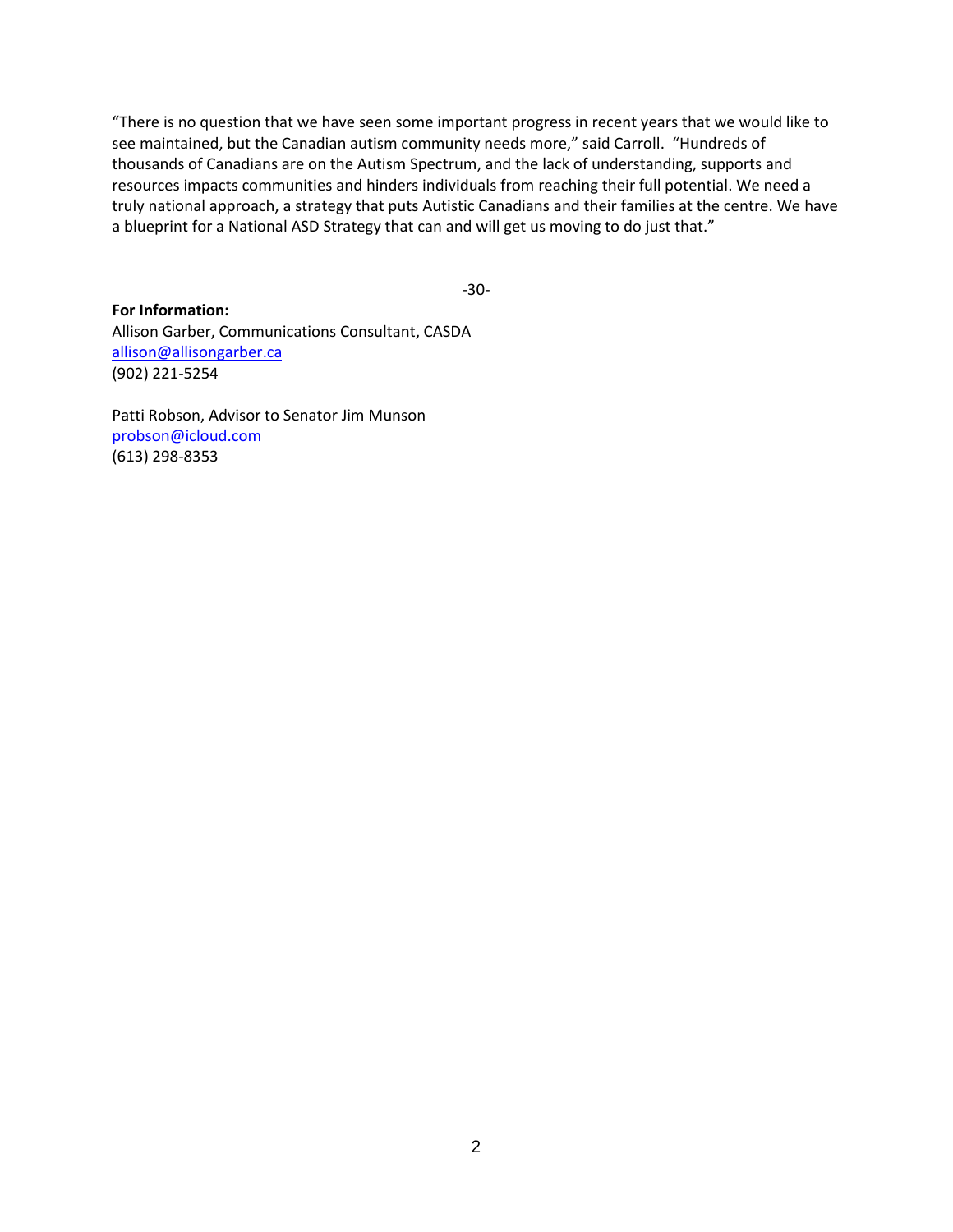"There is no question that we have seen some important progress in recent years that we would like to see maintained, but the Canadian autism community needs more," said Carroll. "Hundreds of thousands of Canadians are on the Autism Spectrum, and the lack of understanding, supports and resources impacts communities and hinders individuals from reaching their full potential. We need a truly national approach, a strategy that puts Autistic Canadians and their families at the centre. We have a blueprint for a National ASD Strategy that can and will get us moving to do just that."

-30-

**For Information:**
Allison Garber, Communications Consultant, CASDA
allison@allisongarber.ca
(902) 221-5254

Patti Robson, Advisor to Senator Jim Munson
probson@icloud.com
(613) 298-8353